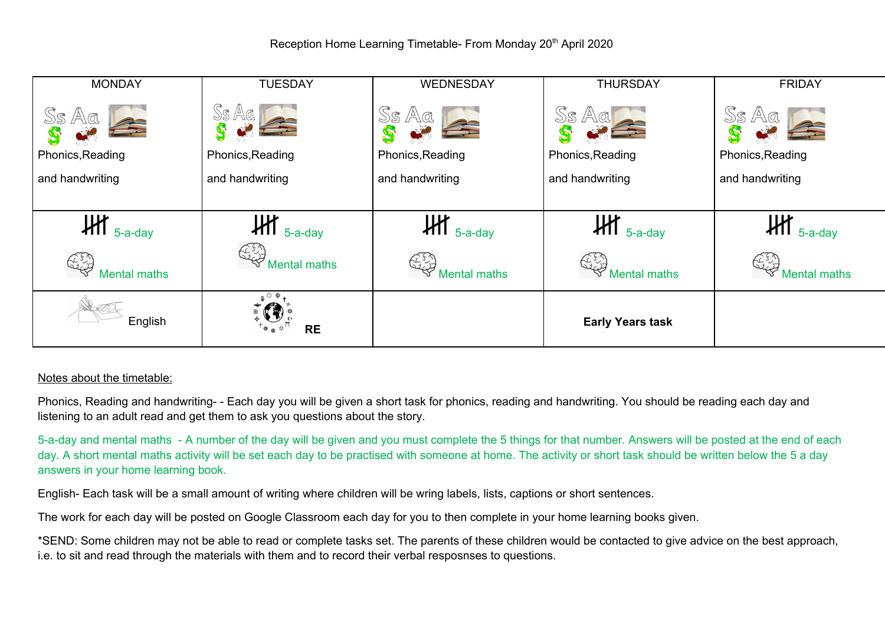Reception Home Learning Timetable- From Monday 20th April 2020

| MONDAY | TUESDAY | WEDNESDAY | THURSDAY | FRIDAY |
| --- | --- | --- | --- | --- |
| Phonics,Reading and handwriting | Phonics,Reading and handwriting | Phonics,Reading and handwriting | Phonics,Reading and handwriting | Phonics,Reading and handwriting |
| 5-a-day Mental maths | 5-a-day Mental maths | 5-a-day Mental maths | 5-a-day Mental maths | 5-a-day Mental maths |
| English | **RE** | | **Early Years task** | |

<u>Notes about the timetable:</u>

Phonics, Reading and handwriting- - Each day you will be given a short task for phonics, reading and handwriting. You should be reading each day and listening to an adult read and get them to ask you questions about the story.

5-a-day and mental maths - A number of the day will be given and you must complete the 5 things for that number. Answers will be posted at the end of each day. A short mental maths activity will be set each day to be practised with someone at home. The activity or short task should be written below the 5 a day answers in your home learning book.

English- Each task will be a small amount of writing where children will be wring labels, lists, captions or short sentences.

The work for each day will be posted on Google Classroom each day for you to then complete in your home learning books given.

*SEND: Some children may not be able to read or complete tasks set. The parents of these children would be contacted to give advice on the best approach, i.e. to sit and read through the materials with them and to record their verbal resposnses to questions.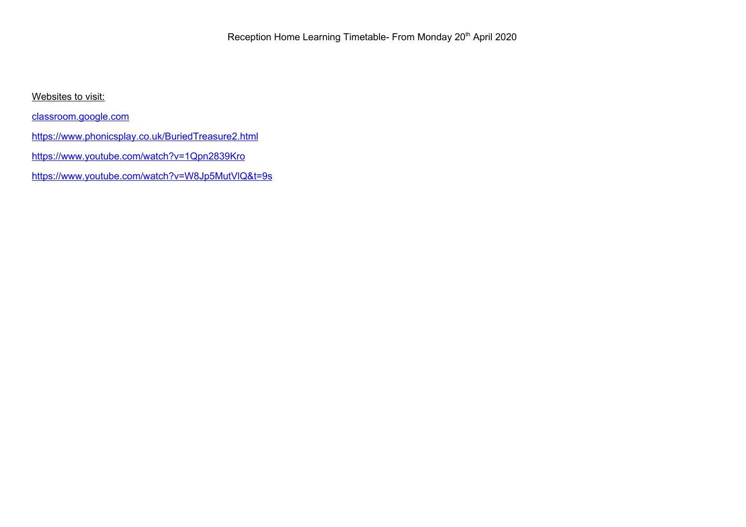Reception Home Learning Timetable- From Monday 20th April 2020

Websites to visit:

classroom.google.com

https://www.phonicsplay.co.uk/BuriedTreasure2.html

https://www.youtube.com/watch?v=1Qpn2839Kro

https://www.youtube.com/watch?v=W8Jp5MutVlQ&t=9s